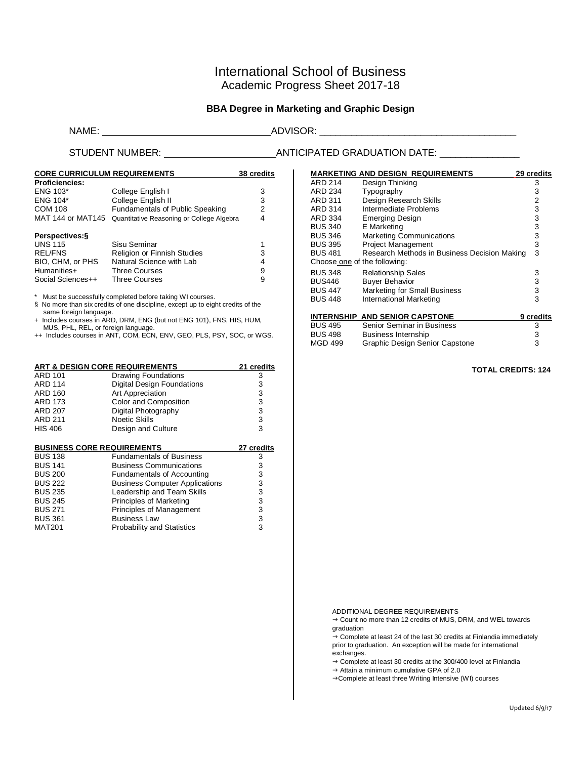# International School of Business

## Academic Progress Sheet 2017-18

### BBA Degree in Marketing and Graphic Design

NAME: ______________________________ ADVISOR: ____________________________________

STUDENT NUMBER: ____________________ ANTICIPATED GRADUATION DATE: ______________

| CORE CURRICULUM REQUIREMENTS | | 38 credits |
|---|---|---|
| **Proficiencies:** | | |
| ENG 103* | College English I | 3 |
| ENG 104* | College English II | 3 |
| COM 108 | Fundamentals of Public Speaking | 2 |
| MAT 144 or MAT145 | Quantitative Reasoning or College Algebra | 4 |
| **Perspectives:§** | | |
| UNS 115 | Sisu Seminar | 1 |
| REL/FNS | Religion or Finnish Studies | 3 |
| BIO, CHM, or PHS | Natural Science with Lab | 4 |
| Humanities+ | Three Courses | 9 |
| Social Sciences++ | Three Courses | 9 |

\* Must be successfully completed before taking WI courses.
§ No more than six credits of one discipline, except up to eight credits of the same foreign language.
\+ Includes courses in ARD, DRM, ENG (but not ENG 101), FNS, HIS, HUM, MUS, PHL, REL, or foreign language.
++ Includes courses in ANT, COM, ECN, ENV, GEO, PLS, PSY, SOC, or WGS.

| ART & DESIGN CORE REQUIREMENTS | | 21 credits |
|---|---|---|
| ARD 101 | Drawing Foundations | 3 |
| ARD 114 | Digital Design Foundations | 3 |
| ARD 160 | Art Appreciation | 3 |
| ARD 173 | Color and Composition | 3 |
| ARD 207 | Digital Photography | 3 |
| ARD 211 | Noetic Skills | 3 |
| HIS 406 | Design and Culture | 3 |

| BUSINESS CORE REQUIREMENTS | | 27 credits |
|---|---|---|
| BUS 138 | Fundamentals of Business | 3 |
| BUS 141 | Business Communications | 3 |
| BUS 200 | Fundamentals of Accounting | 3 |
| BUS 222 | Business Computer Applications | 3 |
| BUS 235 | Leadership and Team Skills | 3 |
| BUS 245 | Principles of Marketing | 3 |
| BUS 271 | Principles of Management | 3 |
| BUS 361 | Business Law | 3 |
| MAT201 | Probability and Statistics | 3 |

| MARKETING AND DESIGN REQUIREMENTS | | 29 credits |
|---|---|---|
| ARD 214 | Design Thinking | 3 |
| ARD 234 | Typography | 3 |
| ARD 311 | Design Research Skills | 2 |
| ARD 314 | Intermediate Problems | 3 |
| ARD 334 | Emerging Design | 3 |
| BUS 340 | E Marketing | 3 |
| BUS 346 | Marketing Communications | 3 |
| BUS 395 | Project Management | 3 |
| BUS 481 | Research Methods in Business Decision Making | 3 |
| Choose one of the following: | | |
| BUS 348 | Relationship Sales | 3 |
| BUS446 | Buyer Behavior | 3 |
| BUS 447 | Marketing for Small Business | 3 |
| BUS 448 | International Marketing | 3 |

| INTERNSHIP AND SENIOR CAPSTONE | | 9 credits |
|---|---|---|
| BUS 495 | Senior Seminar in Business | 3 |
| BUS 498 | Business Internship | 3 |
| MGD 499 | Graphic Design Senior Capstone | 3 |

**TOTAL CREDITS: 124**

ADDITIONAL DEGREE REQUIREMENTS

→ Count no more than 12 credits of MUS, DRM, and WEL towards graduation
→ Complete at least 24 of the last 30 credits at Finlandia immediately prior to graduation. An exception will be made for international exchanges.
→ Complete at least 30 credits at the 300/400 level at Finlandia
→ Attain a minimum cumulative GPA of 2.0
→ Complete at least three Writing Intensive (WI) courses

Updated 6/9/17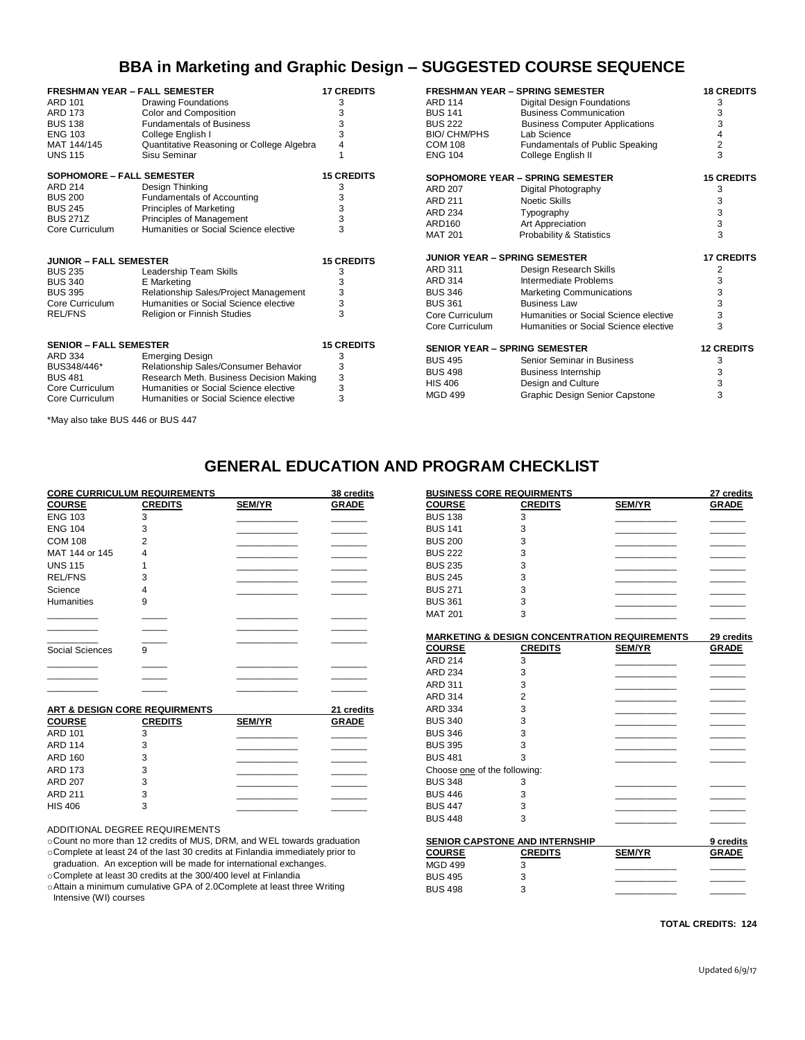# BBA in Marketing and Graphic Design – SUGGESTED COURSE SEQUENCE

| FRESHMAN YEAR – FALL SEMESTER | | 17 CREDITS |
|---|---|---|
| ARD 101 | Drawing Foundations | 3 |
| ARD 173 | Color and Composition | 3 |
| BUS 138 | Fundamentals of Business | 3 |
| ENG 103 | College English I | 3 |
| MAT 144/145 | Quantitative Reasoning or College Algebra | 4 |
| UNS 115 | Sisu Seminar | 1 |

| FRESHMAN YEAR – SPRING SEMESTER | | 18 CREDITS |
|---|---|---|
| ARD 114 | Digital Design Foundations | 3 |
| BUS 141 | Business Communication | 3 |
| BUS 222 | Business Computer Applications | 3 |
| BIO/ CHM/PHS | Lab Science | 4 |
| COM 108 | Fundamentals of Public Speaking | 2 |
| ENG 104 | College English II | 3 |

| SOPHOMORE – FALL SEMESTER | | 15 CREDITS |
|---|---|---|
| ARD 214 | Design Thinking | 3 |
| BUS 200 | Fundamentals of Accounting | 3 |
| BUS 245 | Principles of Marketing | 3 |
| BUS 271Z | Principles of Management | 3 |
| Core Curriculum | Humanities or Social Science elective | 3 |

| SOPHOMORE YEAR – SPRING SEMESTER | | 15 CREDITS |
|---|---|---|
| ARD 207 | Digital Photography | 3 |
| ARD 211 | Noetic Skills | 3 |
| ARD 234 | Typography | 3 |
| ARD160 | Art Appreciation | 3 |
| MAT 201 | Probability & Statistics | 3 |

| JUNIOR – FALL SEMESTER | | 15 CREDITS |
|---|---|---|
| BUS 235 | Leadership Team Skills | 3 |
| BUS 340 | E Marketing | 3 |
| BUS 395 | Relationship Sales/Project Management | 3 |
| Core Curriculum | Humanities or Social Science elective | 3 |
| REL/FNS | Religion or Finnish Studies | 3 |

| JUNIOR YEAR – SPRING SEMESTER | | 17 CREDITS |
|---|---|---|
| ARD 311 | Design Research Skills | 2 |
| ARD 314 | Intermediate Problems | 3 |
| BUS 346 | Marketing Communications | 3 |
| BUS 361 | Business Law | 3 |
| Core Curriculum | Humanities or Social Science elective | 3 |
| Core Curriculum | Humanities or Social Science elective | 3 |

| SENIOR – FALL SEMESTER | | 15 CREDITS |
|---|---|---|
| ARD 334 | Emerging Design | 3 |
| BUS348/446* | Relationship Sales/Consumer Behavior | 3 |
| BUS 481 | Research Meth. Business Decision Making | 3 |
| Core Curriculum | Humanities or Social Science elective | 3 |
| Core Curriculum | Humanities or Social Science elective | 3 |

| SENIOR YEAR – SPRING SEMESTER | | 12 CREDITS |
|---|---|---|
| BUS 495 | Senior Seminar in Business | 3 |
| BUS 498 | Business Internship | 3 |
| HIS 406 | Design and Culture | 3 |
| MGD 499 | Graphic Design Senior Capstone | 3 |

*May also take BUS 446 or BUS 447

# GENERAL EDUCATION AND PROGRAM CHECKLIST

**CORE CURRICULUM REQUIREMENTS** — 38 credits

| COURSE | CREDITS | SEM/YR | GRADE |
|---|---|---|---|
| ENG 103 | 3 | | |
| ENG 104 | 3 | | |
| COM 108 | 2 | | |
| MAT 144 or 145 | 4 | | |
| UNS 115 | 1 | | |
| REL/FNS | 3 | | |
| Science | 4 | | |
| Humanities | 9 | | |
| | | | |
| | | | |
| | | | |
| Social Sciences | 9 | | |
| | | | |
| | | | |
| | | | |

**ART & DESIGN CORE REQUIRMENTS** — 21 credits

| COURSE | CREDITS | SEM/YR | GRADE |
|---|---|---|---|
| ARD 101 | 3 | | |
| ARD 114 | 3 | | |
| ARD 160 | 3 | | |
| ARD 173 | 3 | | |
| ARD 207 | 3 | | |
| ARD 211 | 3 | | |
| HIS 406 | 3 | | |

ADDITIONAL DEGREE REQUIREMENTS

- Count no more than 12 credits of MUS, DRM, and WEL towards graduation
- Complete at least 24 of the last 30 credits at Finlandia immediately prior to graduation. An exception will be made for international exchanges.
- Complete at least 30 credits at the 300/400 level at Finlandia
- Attain a minimum cumulative GPA of 2.0Complete at least three Writing Intensive (WI) courses

**BUSINESS CORE REQUIRMENTS** — 27 credits

| COURSE | CREDITS | SEM/YR | GRADE |
|---|---|---|---|
| BUS 138 | 3 | | |
| BUS 141 | 3 | | |
| BUS 200 | 3 | | |
| BUS 222 | 3 | | |
| BUS 235 | 3 | | |
| BUS 245 | 3 | | |
| BUS 271 | 3 | | |
| BUS 361 | 3 | | |
| MAT 201 | 3 | | |

**MARKETING & DESIGN CONCENTRATION REQUIREMENTS** — 29 credits

| COURSE | CREDITS | SEM/YR | GRADE |
|---|---|---|---|
| ARD 214 | 3 | | |
| ARD 234 | 3 | | |
| ARD 311 | 3 | | |
| ARD 314 | 2 | | |
| ARD 334 | 3 | | |
| BUS 340 | 3 | | |
| BUS 346 | 3 | | |
| BUS 395 | 3 | | |
| BUS 481 | 3 | | |
| Choose one of the following: | | | |
| BUS 348 | 3 | | |
| BUS 446 | 3 | | |
| BUS 447 | 3 | | |
| BUS 448 | 3 | | |

**SENIOR CAPSTONE AND INTERNSHIP** — 9 credits

| COURSE | CREDITS | SEM/YR | GRADE |
|---|---|---|---|
| MGD 499 | 3 | | |
| BUS 495 | 3 | | |
| BUS 498 | 3 | | |

**TOTAL CREDITS: 124**

Updated 6/9/17